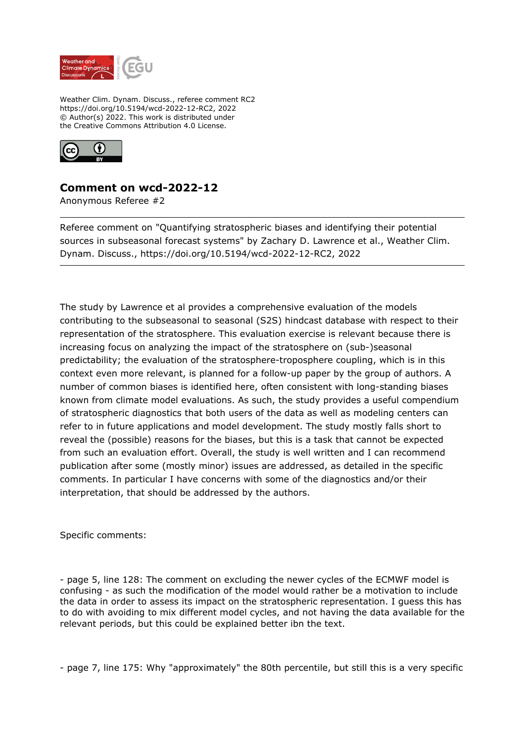Weather Clim. Dynam. Discuss., referee comment RC2
https://doi.org/10.5194/wcd-2022-12-RC2, 2022
© Author(s) 2022. This work is distributed under
the Creative Commons Attribution 4.0 License.

# Comment on wcd-2022-12

Anonymous Referee #2

---

Referee comment on "Quantifying stratospheric biases and identifying their potential sources in subseasonal forecast systems" by Zachary D. Lawrence et al., Weather Clim. Dynam. Discuss., https://doi.org/10.5194/wcd-2022-12-RC2, 2022

---

The study by Lawrence et al provides a comprehensive evaluation of the models contributing to the subseasonal to seasonal (S2S) hindcast database with respect to their representation of the stratosphere. This evaluation exercise is relevant because there is increasing focus on analyzing the impact of the stratosphere on (sub-)seasonal predictability; the evaluation of the stratosphere-troposphere coupling, which is in this context even more relevant, is planned for a follow-up paper by the group of authors. A number of common biases is identified here, often consistent with long-standing biases known from climate model evaluations. As such, the study provides a useful compendium of stratospheric diagnostics that both users of the data as well as modeling centers can refer to in future applications and model development. The study mostly falls short to reveal the (possible) reasons for the biases, but this is a task that cannot be expected from such an evaluation effort. Overall, the study is well written and I can recommend publication after some (mostly minor) issues are addressed, as detailed in the specific comments. In particular I have concerns with some of the diagnostics and/or their interpretation, that should be addressed by the authors.

Specific comments:

- page 5, line 128: The comment on excluding the newer cycles of the ECMWF model is confusing - as such the modification of the model would rather be a motivation to include the data in order to assess its impact on the stratospheric representation. I guess this has to do with avoiding to mix different model cycles, and not having the data available for the relevant periods, but this could be explained better ibn the text.

- page 7, line 175: Why "approximately" the 80th percentile, but still this is a very specific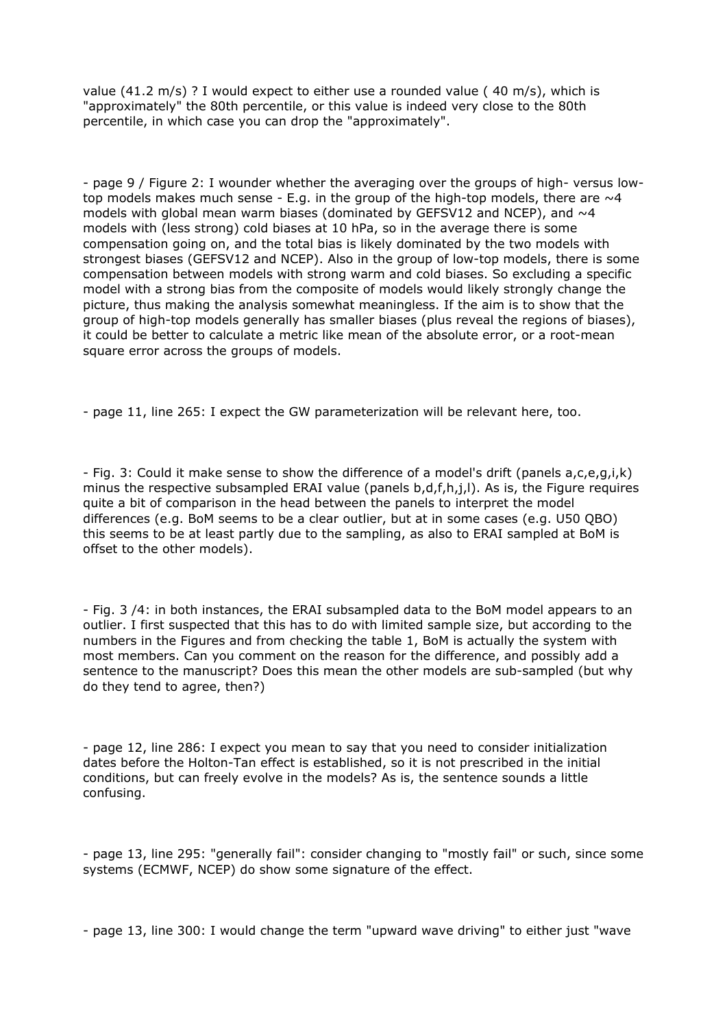value (41.2 m/s) ? I would expect to either use a rounded value ( 40 m/s), which is "approximately" the 80th percentile, or this value is indeed very close to the 80th percentile, in which case you can drop the "approximately".

- page 9 / Figure 2: I wounder whether the averaging over the groups of high- versus low-top models makes much sense - E.g. in the group of the high-top models, there are ~4 models with global mean warm biases (dominated by GEFSV12 and NCEP), and ~4 models with (less strong) cold biases at 10 hPa, so in the average there is some compensation going on, and the total bias is likely dominated by the two models with strongest biases (GEFSV12 and NCEP). Also in the group of low-top models, there is some compensation between models with strong warm and cold biases. So excluding a specific model with a strong bias from the composite of models would likely strongly change the picture, thus making the analysis somewhat meaningless. If the aim is to show that the group of high-top models generally has smaller biases (plus reveal the regions of biases), it could be better to calculate a metric like mean of the absolute error, or a root-mean square error across the groups of models.

- page 11, line 265: I expect the GW parameterization will be relevant here, too.

- Fig. 3: Could it make sense to show the difference of a model's drift (panels a,c,e,g,i,k) minus the respective subsampled ERAI value (panels b,d,f,h,j,l). As is, the Figure requires quite a bit of comparison in the head between the panels to interpret the model differences (e.g. BoM seems to be a clear outlier, but at in some cases (e.g. U50 QBO) this seems to be at least partly due to the sampling, as also to ERAI sampled at BoM is offset to the other models).

- Fig. 3 /4: in both instances, the ERAI subsampled data to the BoM model appears to an outlier. I first suspected that this has to do with limited sample size, but according to the numbers in the Figures and from checking the table 1, BoM is actually the system with most members. Can you comment on the reason for the difference, and possibly add a sentence to the manuscript? Does this mean the other models are sub-sampled (but why do they tend to agree, then?)

- page 12, line 286: I expect you mean to say that you need to consider initialization dates before the Holton-Tan effect is established, so it is not prescribed in the initial conditions, but can freely evolve in the models? As is, the sentence sounds a little confusing.

- page 13, line 295: "generally fail": consider changing to "mostly fail" or such, since some systems (ECMWF, NCEP) do show some signature of the effect.

- page 13, line 300: I would change the term "upward wave driving" to either just "wave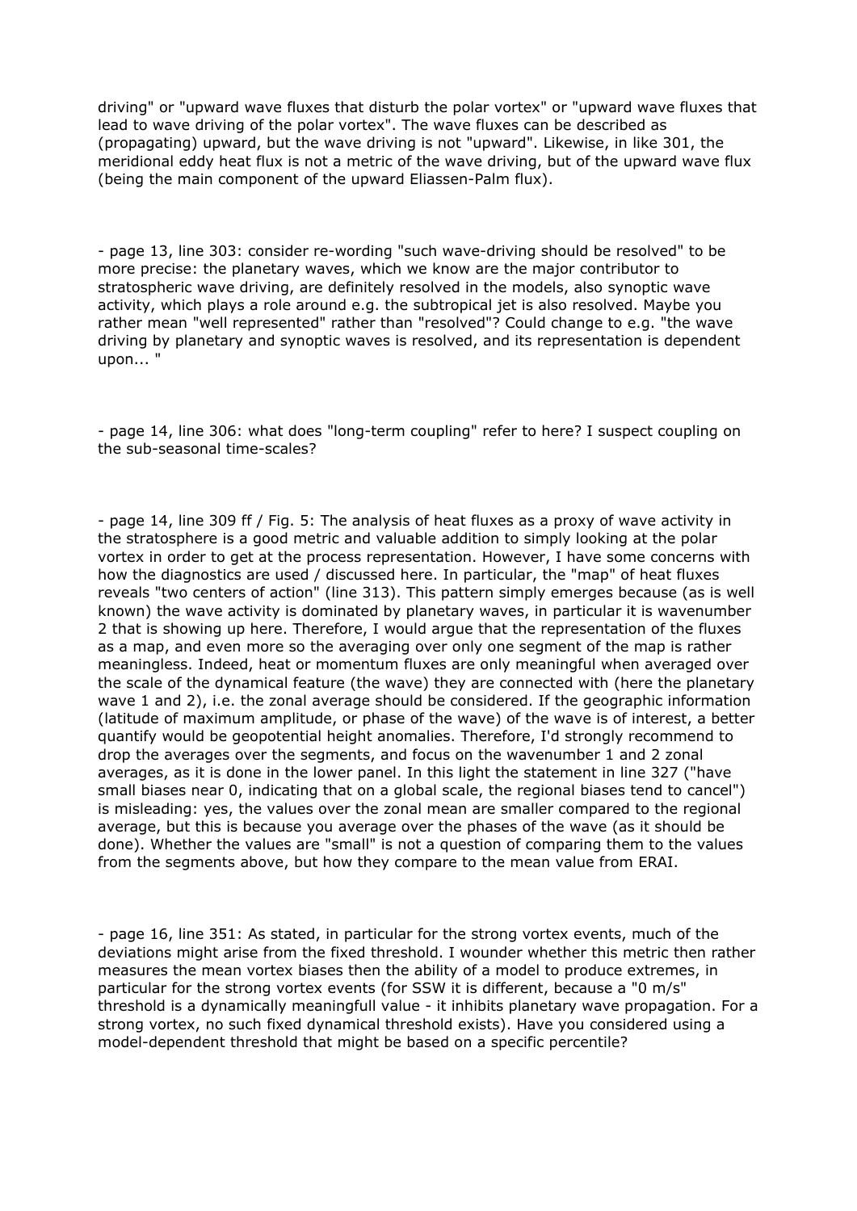driving" or "upward wave fluxes that disturb the polar vortex" or "upward wave fluxes that lead to wave driving of the polar vortex". The wave fluxes can be described as (propagating) upward, but the wave driving is not "upward". Likewise, in like 301, the meridional eddy heat flux is not a metric of the wave driving, but of the upward wave flux (being the main component of the upward Eliassen-Palm flux).

- page 13, line 303: consider re-wording "such wave-driving should be resolved" to be more precise: the planetary waves, which we know are the major contributor to stratospheric wave driving, are definitely resolved in the models, also synoptic wave activity, which plays a role around e.g. the subtropical jet is also resolved. Maybe you rather mean "well represented" rather than "resolved"? Could change to e.g. "the wave driving by planetary and synoptic waves is resolved, and its representation is dependent upon... "

- page 14, line 306: what does "long-term coupling" refer to here? I suspect coupling on the sub-seasonal time-scales?

- page 14, line 309 ff / Fig. 5: The analysis of heat fluxes as a proxy of wave activity in the stratosphere is a good metric and valuable addition to simply looking at the polar vortex in order to get at the process representation. However, I have some concerns with how the diagnostics are used / discussed here. In particular, the "map" of heat fluxes reveals "two centers of action" (line 313). This pattern simply emerges because (as is well known) the wave activity is dominated by planetary waves, in particular it is wavenumber 2 that is showing up here. Therefore, I would argue that the representation of the fluxes as a map, and even more so the averaging over only one segment of the map is rather meaningless. Indeed, heat or momentum fluxes are only meaningful when averaged over the scale of the dynamical feature (the wave) they are connected with (here the planetary wave 1 and 2), i.e. the zonal average should be considered. If the geographic information (latitude of maximum amplitude, or phase of the wave) of the wave is of interest, a better quantify would be geopotential height anomalies. Therefore, I'd strongly recommend to drop the averages over the segments, and focus on the wavenumber 1 and 2 zonal averages, as it is done in the lower panel. In this light the statement in line 327 ("have small biases near 0, indicating that on a global scale, the regional biases tend to cancel") is misleading: yes, the values over the zonal mean are smaller compared to the regional average, but this is because you average over the phases of the wave (as it should be done). Whether the values are "small" is not a question of comparing them to the values from the segments above, but how they compare to the mean value from ERAI.

- page 16, line 351: As stated, in particular for the strong vortex events, much of the deviations might arise from the fixed threshold. I wounder whether this metric then rather measures the mean vortex biases then the ability of a model to produce extremes, in particular for the strong vortex events (for SSW it is different, because a "0 m/s" threshold is a dynamically meaningfull value - it inhibits planetary wave propagation. For a strong vortex, no such fixed dynamical threshold exists). Have you considered using a model-dependent threshold that might be based on a specific percentile?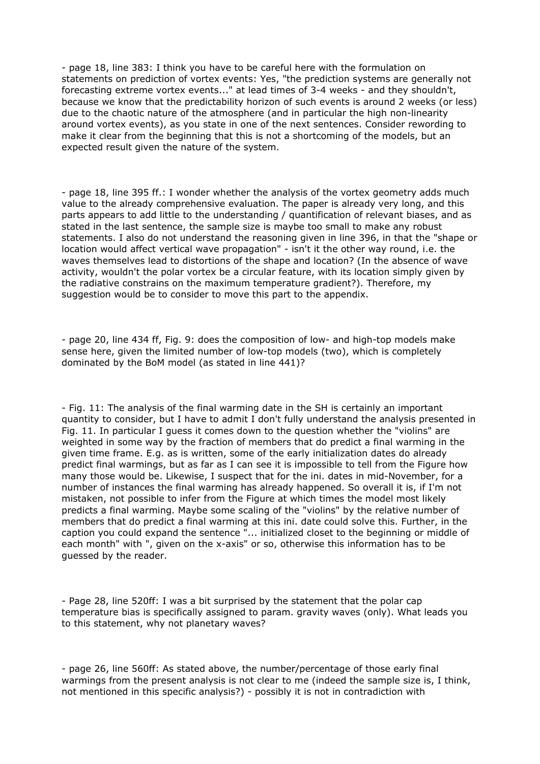- page 18, line 383: I think you have to be careful here with the formulation on statements on prediction of vortex events: Yes, "the prediction systems are generally not forecasting extreme vortex events..." at lead times of 3-4 weeks - and they shouldn't, because we know that the predictability horizon of such events is around 2 weeks (or less) due to the chaotic nature of the atmosphere (and in particular the high non-linearity around vortex events), as you state in one of the next sentences. Consider rewording to make it clear from the beginning that this is not a shortcoming of the models, but an expected result given the nature of the system.

- page 18, line 395 ff.: I wonder whether the analysis of the vortex geometry adds much value to the already comprehensive evaluation. The paper is already very long, and this parts appears to add little to the understanding / quantification of relevant biases, and as stated in the last sentence, the sample size is maybe too small to make any robust statements. I also do not understand the reasoning given in line 396, in that the "shape or location would affect vertical wave propagation" - isn't it the other way round, i.e. the waves themselves lead to distortions of the shape and location? (In the absence of wave activity, wouldn't the polar vortex be a circular feature, with its location simply given by the radiative constrains on the maximum temperature gradient?). Therefore, my suggestion would be to consider to move this part to the appendix.

- page 20, line 434 ff, Fig. 9: does the composition of low- and high-top models make sense here, given the limited number of low-top models (two), which is completely dominated by the BoM model (as stated in line 441)?

- Fig. 11: The analysis of the final warming date in the SH is certainly an important quantity to consider, but I have to admit I don't fully understand the analysis presented in Fig. 11. In particular I guess it comes down to the question whether the "violins" are weighted in some way by the fraction of members that do predict a final warming in the given time frame. E.g. as is written, some of the early initialization dates do already predict final warmings, but as far as I can see it is impossible to tell from the Figure how many those would be. Likewise, I suspect that for the ini. dates in mid-November, for a number of instances the final warming has already happened. So overall it is, if I'm not mistaken, not possible to infer from the Figure at which times the model most likely predicts a final warming. Maybe some scaling of the "violins" by the relative number of members that do predict a final warming at this ini. date could solve this. Further, in the caption you could expand the sentence "... initialized closet to the beginning or middle of each month" with ", given on the x-axis" or so, otherwise this information has to be guessed by the reader.

- Page 28, line 520ff: I was a bit surprised by the statement that the polar cap temperature bias is specifically assigned to param. gravity waves (only). What leads you to this statement, why not planetary waves?

- page 26, line 560ff: As stated above, the number/percentage of those early final warmings from the present analysis is not clear to me (indeed the sample size is, I think, not mentioned in this specific analysis?) - possibly it is not in contradiction with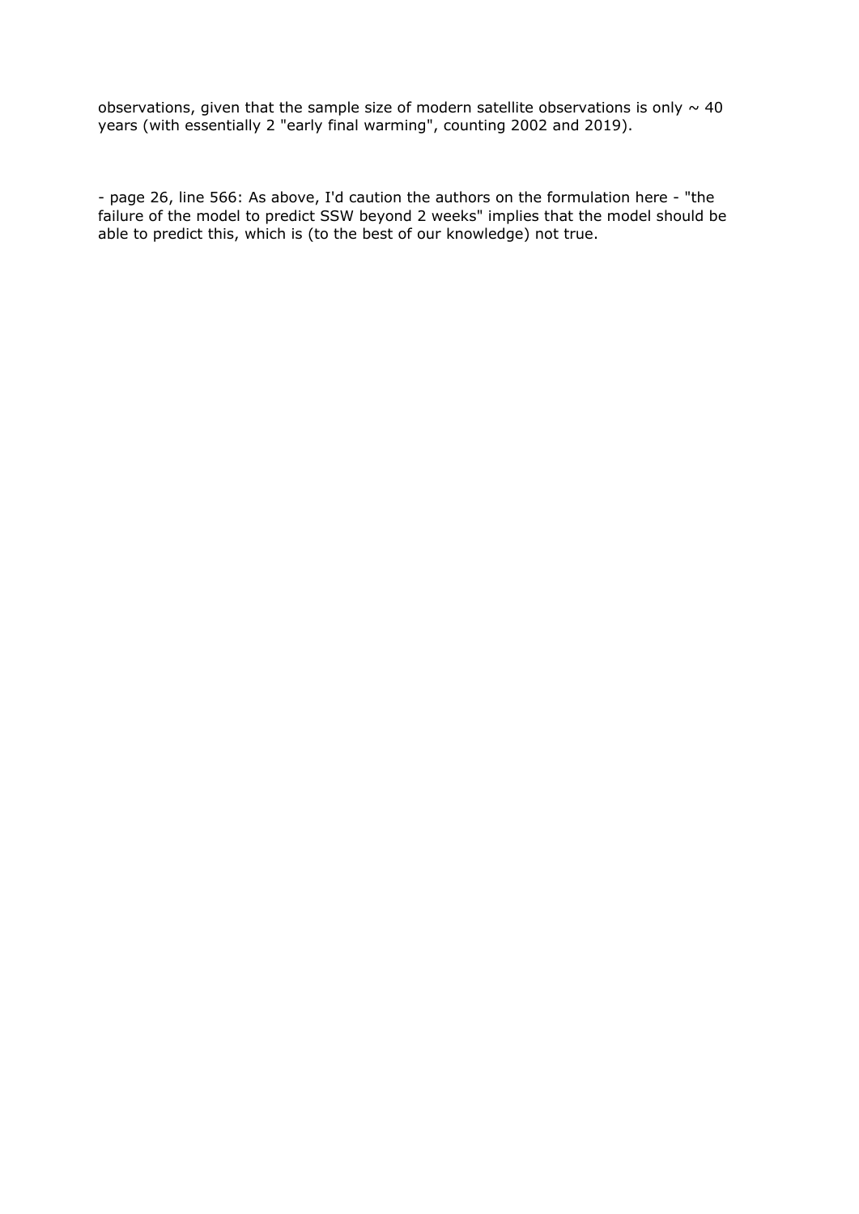observations, given that the sample size of modern satellite observations is only ~ 40 years (with essentially 2 "early final warming", counting 2002 and 2019).

- page 26, line 566: As above, I'd caution the authors on the formulation here - "the failure of the model to predict SSW beyond 2 weeks" implies that the model should be able to predict this, which is (to the best of our knowledge) not true.